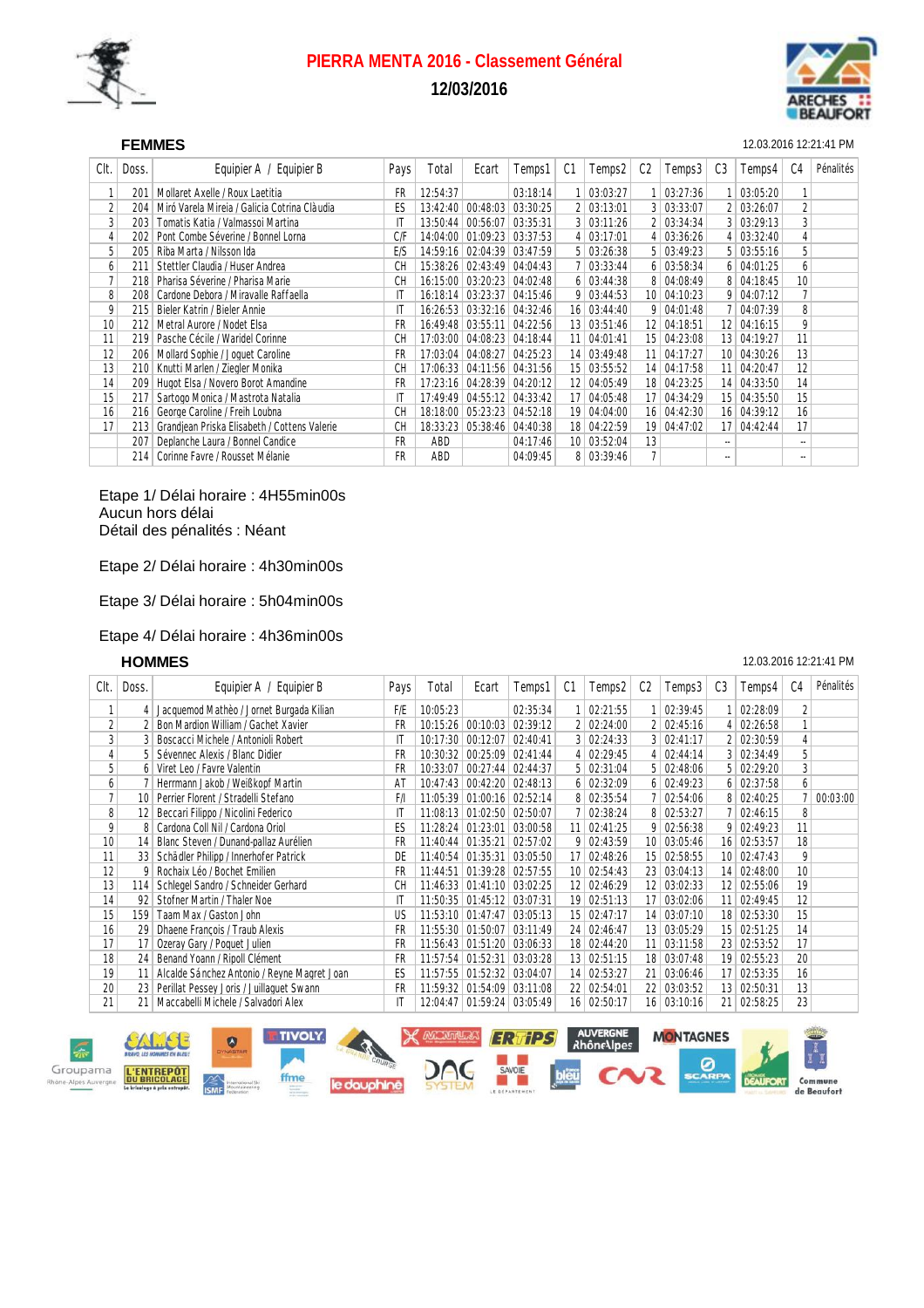# PIERRA MENTA 2016 - Classement Général

## 12/03/2016

### FEMMES

12.03.2016 12:21:41 PM

| Clt. | Doss. | Equipier A / Equipier B | Pays | Total | Ecart | Temps1 | C1 | Temps2 | C2 | Temps3 | C3 | Temps4 | C4 | Pénalités |
|---|---|---|---|---|---|---|---|---|---|---|---|---|---|---|
| 1 | 201 | Mollaret Axelle / Roux Laetitia | FR | 12:54:37 | | 03:18:14 | 1 | 03:03:27 | 1 | 03:27:36 | 1 | 03:05:20 | 1 | |
| 2 | 204 | Miró Varela Mireia / Galicia Cotrina Clàudia | ES | 13:42:40 | 00:48:03 | 03:30:25 | 2 | 03:13:01 | 3 | 03:33:07 | 2 | 03:26:07 | 2 | |
| 3 | 203 | Tomatis Katia / Valmassoi Martina | IT | 13:50:44 | 00:56:07 | 03:35:31 | 3 | 03:11:26 | 2 | 03:34:34 | 3 | 03:29:13 | 3 | |
| 4 | 202 | Pont Combe Séverine / Bonnel Lorna | C/F | 14:04:00 | 01:09:23 | 03:37:53 | 4 | 03:17:01 | 4 | 03:36:26 | 4 | 03:32:40 | 4 | |
| 5 | 205 | Riba Marta / Nilsson Ida | E/S | 14:59:16 | 02:04:39 | 03:47:59 | 5 | 03:26:38 | 5 | 03:49:23 | 5 | 03:55:16 | 5 | |
| 6 | 211 | Stettler Claudia / Huser Andrea | CH | 15:38:26 | 02:43:49 | 04:04:43 | 7 | 03:33:44 | 6 | 03:58:34 | 6 | 04:01:25 | 6 | |
| 7 | 218 | Pharisa Séverine / Pharisa Marie | CH | 16:15:00 | 03:20:23 | 04:02:48 | 6 | 03:44:38 | 8 | 04:08:49 | 8 | 04:18:45 | 10 | |
| 8 | 208 | Cardone Debora / Miravalle Raffaella | IT | 16:18:14 | 03:23:37 | 04:15:46 | 9 | 03:44:53 | 10 | 04:10:23 | 9 | 04:07:12 | 7 | |
| 9 | 215 | Bieler Katrin / Bieler Annie | IT | 16:26:53 | 03:32:16 | 04:32:46 | 16 | 03:44:40 | 9 | 04:01:48 | 7 | 04:07:39 | 8 | |
| 10 | 212 | Metral Aurore / Nodet Elsa | FR | 16:49:48 | 03:55:11 | 04:22:56 | 13 | 03:51:46 | 12 | 04:18:51 | 12 | 04:16:15 | 9 | |
| 11 | 219 | Pasche Cécile / Waridel Corinne | CH | 17:03:00 | 04:08:23 | 04:18:44 | 11 | 04:01:41 | 15 | 04:23:08 | 13 | 04:19:27 | 11 | |
| 12 | 206 | Mollard Sophie / Joguet Caroline | FR | 17:03:04 | 04:08:27 | 04:25:23 | 14 | 03:49:48 | 11 | 04:17:27 | 10 | 04:30:26 | 13 | |
| 13 | 210 | Knutti Marlen / Ziegler Monika | CH | 17:06:33 | 04:11:56 | 04:31:56 | 15 | 03:55:52 | 14 | 04:17:58 | 11 | 04:20:47 | 12 | |
| 14 | 209 | Hugot Elsa / Novero Borot Amandine | FR | 17:23:16 | 04:28:39 | 04:20:12 | 12 | 04:05:49 | 18 | 04:23:25 | 14 | 04:33:50 | 14 | |
| 15 | 217 | Sartogo Monica / Mastrota Natalia | IT | 17:49:49 | 04:55:12 | 04:33:42 | 17 | 04:05:48 | 17 | 04:34:29 | 15 | 04:35:50 | 15 | |
| 16 | 216 | George Caroline / Freih Loubna | CH | 18:18:00 | 05:23:23 | 04:52:18 | 19 | 04:04:00 | 16 | 04:42:30 | 16 | 04:39:12 | 16 | |
| 17 | 213 | Grandjean Priska Elisabeth / Cottens Valerie | CH | 18:33:23 | 05:38:46 | 04:40:38 | 18 | 04:22:59 | 19 | 04:47:02 | 17 | 04:42:44 | 17 | |
| | 207 | Deplanche Laura / Bonnel Candice | FR | ABD | | 04:17:46 | 10 | 03:52:04 | 13 | | -- | | -- | |
| | 214 | Corinne Favre / Rousset Mélanie | FR | ABD | | 04:09:45 | 8 | 03:39:46 | 7 | | -- | | -- | |

Etape 1/ Délai horaire : 4H55min00s
Aucun hors délai
Détail des pénalités : Néant

Etape 2/ Délai horaire : 4h30min00s

Etape 3/ Délai horaire : 5h04min00s

Etape 4/ Délai horaire : 4h36min00s

### HOMMES

12.03.2016 12:21:41 PM

| Clt. | Doss. | Equipier A / Equipier B | Pays | Total | Ecart | Temps1 | C1 | Temps2 | C2 | Temps3 | C3 | Temps4 | C4 | Pénalités |
|---|---|---|---|---|---|---|---|---|---|---|---|---|---|---|
| 1 | 4 | Jacquemod Mathèo / Jornet Burgada Kilian | F/E | 10:05:23 | | 02:35:34 | 1 | 02:21:55 | 1 | 02:39:45 | 1 | 02:28:09 | 2 | |
| 2 | 2 | Bon Mardion William / Gachet Xavier | FR | 10:15:26 | 00:10:03 | 02:39:12 | 2 | 02:24:00 | 2 | 02:45:16 | 2 | 02:26:58 | 1 | |
| 3 | 3 | Boscacci Michele / Antonioli Robert | IT | 10:17:30 | 00:12:07 | 02:40:41 | 3 | 02:24:33 | 3 | 02:41:17 | 4 | 02:30:59 | 4 | |
| 4 | 5 | Sévennec Alexis / Blanc Didier | FR | 10:30:32 | 00:25:09 | 02:41:44 | 4 | 02:29:45 | 4 | 02:44:14 | 3 | 02:34:49 | 5 | |
| 5 | 6 | Viret Leo / Favre Valentin | FR | 10:33:07 | 00:27:44 | 02:44:37 | 5 | 02:31:04 | 5 | 02:48:06 | 5 | 02:29:20 | 3 | |
| 6 | 7 | Herrmann Jakob / Weißkopf Martin | AT | 10:47:43 | 00:42:20 | 02:48:13 | 6 | 02:32:09 | 6 | 02:49:23 | 6 | 02:37:58 | 6 | |
| 7 | 10 | Perrier Florent / Stradelli Stefano | F/I | 11:05:39 | 01:00:16 | 02:52:14 | 8 | 02:35:54 | 7 | 02:54:06 | 7 | 02:40:25 | 7 | 00:03:00 |
| 8 | 12 | Beccari Filippo / Nicolini Federico | IT | 11:08:13 | 01:02:50 | 02:50:07 | 7 | 02:38:24 | 8 | 02:53:27 | 8 | 02:46:15 | 8 | |
| 9 | 8 | Cardona Coll Nil / Cardona Oriol | ES | 11:28:24 | 01:23:01 | 03:00:58 | 11 | 02:41:25 | 9 | 02:56:38 | 9 | 02:49:23 | 11 | |
| 10 | 14 | Blanc Steven / Dunand-pallaz Aurélien | FR | 11:40:44 | 01:35:21 | 02:57:02 | 9 | 02:43:59 | 10 | 03:05:46 | 16 | 02:53:57 | 18 | |
| 11 | 33 | Schädler Philipp / Innerhofer Patrick | DE | 11:40:54 | 01:35:31 | 03:05:50 | 17 | 02:48:26 | 15 | 02:58:55 | 10 | 02:47:43 | 9 | |
| 12 | 9 | Rochaix Léo / Bochet Emilien | FR | 11:44:51 | 01:39:28 | 02:57:55 | 10 | 02:54:43 | 23 | 03:04:13 | 14 | 02:48:00 | 10 | |
| 13 | 114 | Schlegel Sandro / Schneider Gerhard | CH | 11:46:33 | 01:41:10 | 03:02:25 | 12 | 02:46:29 | 12 | 03:02:33 | 12 | 02:55:06 | 19 | |
| 14 | 92 | Stofner Martin / Thaler Noe | IT | 11:50:35 | 01:45:12 | 03:07:31 | 19 | 02:51:13 | 17 | 03:02:06 | 11 | 02:49:45 | 12 | |
| 15 | 159 | Taam Max / Gaston John | US | 11:53:10 | 01:47:47 | 03:05:13 | 15 | 02:47:17 | 14 | 03:07:10 | 18 | 02:53:30 | 15 | |
| 16 | 29 | Dhaene François / Traub Alexis | FR | 11:55:30 | 01:50:07 | 03:11:49 | 24 | 02:46:47 | 13 | 03:05:29 | 15 | 02:51:25 | 14 | |
| 17 | 17 | Ozeray Gary / Poquet Julien | FR | 11:56:43 | 01:51:20 | 03:06:33 | 18 | 02:44:20 | 11 | 03:11:58 | 23 | 02:53:52 | 17 | |
| 18 | 24 | Benand Yoann / Ripoll Clément | FR | 11:57:54 | 01:52:31 | 03:03:28 | 13 | 02:51:15 | 18 | 03:07:48 | 19 | 02:55:23 | 20 | |
| 19 | 11 | Alcalde Sánchez Antonio / Reyne Magret Joan | ES | 11:57:55 | 01:52:32 | 03:04:07 | 14 | 02:53:27 | 21 | 03:06:46 | 17 | 02:53:35 | 16 | |
| 20 | 23 | Perillat Pessey Joris / Juillaguet Swann | FR | 11:59:32 | 01:54:09 | 03:11:08 | 22 | 02:54:01 | 22 | 03:03:52 | 13 | 02:50:31 | 13 | |
| 21 | 21 | Maccabelli Michele / Salvadori Alex | IT | 12:04:47 | 01:59:24 | 03:05:49 | 16 | 02:50:17 | 16 | 03:10:16 | 21 | 02:58:25 | 23 | |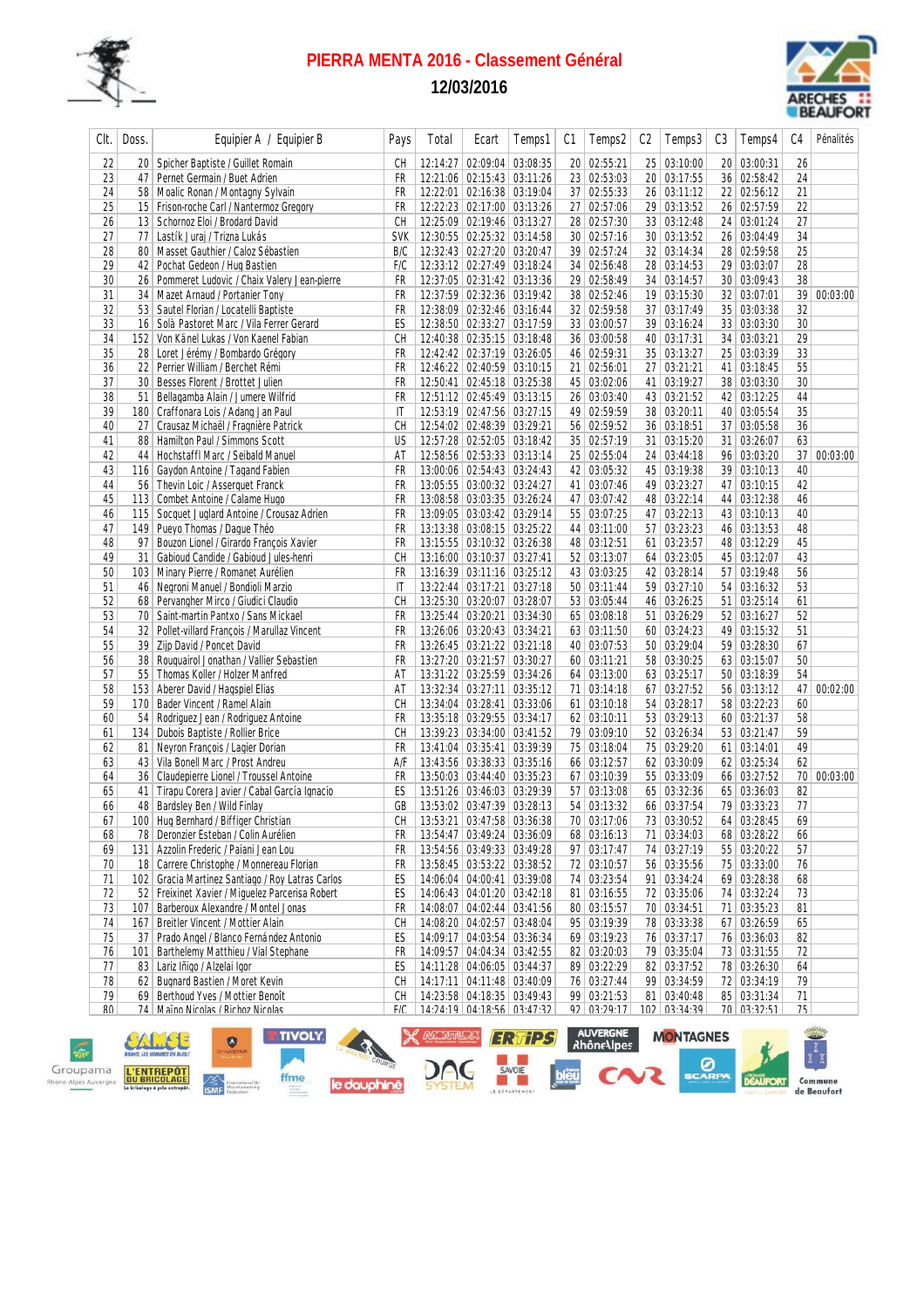# PIERRA MENTA 2016 - Classement Général

## 12/03/2016

| Clt. | Doss. | Equipier A / Equipier B | Pays | Total | Ecart | Temps1 | C1 | Temps2 | C2 | Temps3 | C3 | Temps4 | C4 | Pénalités |
|---|---|---|---|---|---|---|---|---|---|---|---|---|---|---|
| 22 | 20 | Spicher Baptiste / Guillet Romain | CH | 12:14:27 | 02:09:04 | 03:08:35 | 20 | 02:55:21 | 25 | 03:10:00 | 20 | 03:00:31 | 26 | |
| 23 | 47 | Pernet Germain / Buet Adrien | FR | 12:21:06 | 02:15:43 | 03:11:26 | 23 | 02:53:03 | 20 | 03:17:55 | 36 | 02:58:42 | 24 | |
| 24 | 58 | Moalic Ronan / Montagny Sylvain | FR | 12:22:01 | 02:16:38 | 03:19:04 | 37 | 02:55:33 | 26 | 03:11:12 | 22 | 02:56:12 | 21 | |
| 25 | 15 | Frison-roche Carl / Nantermoz Gregory | FR | 12:22:23 | 02:17:00 | 03:13:26 | 27 | 02:57:06 | 29 | 03:13:52 | 26 | 02:57:59 | 22 | |
| 26 | 13 | Schornoz Eloi / Brodard David | CH | 12:25:09 | 02:19:46 | 03:13:27 | 28 | 02:57:30 | 33 | 03:12:48 | 24 | 03:01:24 | 27 | |
| 27 | 77 | Lastík Juraj / Trizna Lukás | SVK | 12:30:55 | 02:25:32 | 03:14:58 | 30 | 02:57:16 | 30 | 03:13:52 | 26 | 03:04:49 | 34 | |
| 28 | 80 | Masset Gauthier / Caloz Sébastien | B/C | 12:32:43 | 02:27:20 | 03:20:47 | 39 | 02:57:24 | 32 | 03:14:34 | 28 | 02:59:58 | 25 | |
| 29 | 42 | Pochat Gedeon / Hug Bastien | F/C | 12:33:12 | 02:27:49 | 03:18:24 | 34 | 02:56:48 | 28 | 03:14:53 | 29 | 03:03:07 | 28 | |
| 30 | 26 | Pommeret Ludovic / Chaix Valery Jean-pierre | FR | 12:37:05 | 02:31:42 | 03:13:36 | 29 | 02:58:49 | 34 | 03:14:57 | 30 | 03:09:43 | 38 | |
| 31 | 34 | Mazet Arnaud / Portanier Tony | FR | 12:37:59 | 02:32:36 | 03:19:42 | 38 | 02:52:46 | 19 | 03:15:30 | 32 | 03:07:01 | 39 | 00:03:00 |
| 32 | 53 | Sautel Florian / Locatelli Baptiste | FR | 12:38:09 | 02:32:46 | 03:16:44 | 32 | 02:59:58 | 37 | 03:17:49 | 35 | 03:03:38 | 32 | |
| 33 | 16 | Solà Pastoret Marc / Vila Ferrer Gerard | ES | 12:38:50 | 02:33:27 | 03:17:59 | 33 | 03:00:57 | 39 | 03:16:24 | 33 | 03:03:30 | 30 | |
| 34 | 152 | Von Känel Lukas / Von Kaenel Fabian | CH | 12:40:38 | 02:35:15 | 03:18:48 | 36 | 03:00:58 | 40 | 03:17:31 | 34 | 03:03:21 | 29 | |
| 35 | 28 | Loret Jérémy / Bombardo Grégory | FR | 12:42:42 | 02:37:19 | 03:26:05 | 46 | 02:59:31 | 35 | 03:13:27 | 25 | 03:03:39 | 33 | |
| 36 | 22 | Perrier William / Berchet Rémi | FR | 12:46:22 | 02:40:59 | 03:10:15 | 21 | 02:56:01 | 27 | 03:21:21 | 41 | 03:18:45 | 55 | |
| 37 | 30 | Besses Florent / Brottet Julien | FR | 12:50:41 | 02:45:18 | 03:25:38 | 45 | 03:02:06 | 41 | 03:19:27 | 38 | 03:03:30 | 30 | |
| 38 | 51 | Bellagamba Alain / Jumere Wilfrid | FR | 12:51:12 | 02:45:49 | 03:13:15 | 26 | 03:03:40 | 43 | 03:21:52 | 42 | 03:12:25 | 44 | |
| 39 | 180 | Craffonara Lois / Adang Jan Paul | IT | 12:53:19 | 02:47:56 | 03:27:15 | 49 | 02:59:59 | 38 | 03:20:11 | 40 | 03:05:54 | 35 | |
| 40 | 27 | Crausaz Michaël / Fragnière Patrick | CH | 12:54:02 | 02:48:39 | 03:29:21 | 56 | 02:59:52 | 36 | 03:18:51 | 37 | 03:05:58 | 36 | |
| 41 | 88 | Hamilton Paul / Simmons Scott | US | 12:57:28 | 02:52:05 | 03:18:42 | 35 | 02:57:19 | 31 | 03:15:20 | 31 | 03:26:07 | 63 | |
| 42 | 44 | Hochstaffl Marc / Seibald Manuel | AT | 12:58:56 | 02:53:33 | 03:13:14 | 25 | 02:55:04 | 24 | 03:44:18 | 96 | 03:03:20 | 37 | 00:03:00 |
| 43 | 116 | Gaydon Antoine / Tagand Fabien | FR | 13:00:06 | 02:54:43 | 03:24:43 | 42 | 03:05:32 | 45 | 03:19:38 | 39 | 03:10:13 | 40 | |
| 44 | 56 | Thevin Loic / Asserquet Franck | FR | 13:05:55 | 03:00:32 | 03:24:27 | 41 | 03:07:46 | 49 | 03:23:27 | 47 | 03:10:15 | 42 | |
| 45 | 113 | Combet Antoine / Calame Hugo | FR | 13:08:58 | 03:03:35 | 03:26:24 | 47 | 03:07:42 | 48 | 03:22:14 | 44 | 03:12:38 | 46 | |
| 46 | 115 | Socquet Juglard Antoine / Crousaz Adrien | FR | 13:09:05 | 03:03:42 | 03:29:14 | 55 | 03:07:25 | 47 | 03:22:13 | 43 | 03:10:13 | 40 | |
| 47 | 149 | Pueyo Thomas / Daque Théo | FR | 13:13:38 | 03:08:15 | 03:25:22 | 44 | 03:11:00 | 57 | 03:23:23 | 46 | 03:13:53 | 48 | |
| 48 | 97 | Bouzon Lionel / Girardo François Xavier | FR | 13:15:55 | 03:10:32 | 03:26:38 | 48 | 03:12:51 | 61 | 03:23:57 | 48 | 03:12:29 | 45 | |
| 49 | 31 | Gabioud Candide / Gabioud Jules-henri | CH | 13:16:00 | 03:10:37 | 03:27:41 | 52 | 03:13:07 | 64 | 03:23:05 | 45 | 03:12:07 | 43 | |
| 50 | 103 | Minary Pierre / Romanet Aurélien | FR | 13:16:39 | 03:11:16 | 03:25:12 | 43 | 03:03:25 | 42 | 03:28:14 | 57 | 03:19:48 | 56 | |
| 51 | 46 | Negroni Manuel / Bondioli Marzio | IT | 13:22:44 | 03:17:21 | 03:27:18 | 50 | 03:11:44 | 59 | 03:27:10 | 54 | 03:16:32 | 53 | |
| 52 | 68 | Pervangher Mirco / Giudici Claudio | CH | 13:25:30 | 03:20:07 | 03:28:07 | 53 | 03:05:44 | 46 | 03:26:25 | 51 | 03:25:14 | 61 | |
| 53 | 70 | Saint-martin Pantxo / Sans Mickael | FR | 13:25:44 | 03:20:21 | 03:34:30 | 65 | 03:08:18 | 51 | 03:26:29 | 52 | 03:16:27 | 52 | |
| 54 | 32 | Pollet-villard François / Marullaz Vincent | FR | 13:26:06 | 03:20:43 | 03:34:21 | 63 | 03:11:50 | 60 | 03:24:23 | 49 | 03:15:32 | 51 | |
| 55 | 39 | Zijp David / Poncet David | FR | 13:26:45 | 03:21:22 | 03:21:18 | 40 | 03:07:53 | 50 | 03:29:04 | 59 | 03:28:30 | 67 | |
| 56 | 38 | Rouquairol Jonathan / Vallier Sebastien | FR | 13:27:20 | 03:21:57 | 03:30:27 | 60 | 03:11:21 | 58 | 03:30:25 | 63 | 03:15:07 | 50 | |
| 57 | 55 | Thomas Koller / Holzer Manfred | AT | 13:31:22 | 03:25:59 | 03:34:26 | 64 | 03:13:00 | 63 | 03:25:17 | 50 | 03:18:39 | 54 | |
| 58 | 153 | Aberer David / Hagspiel Elias | AT | 13:32:34 | 03:27:11 | 03:35:12 | 71 | 03:14:18 | 67 | 03:27:52 | 56 | 03:13:12 | 47 | 00:02:00 |
| 59 | 170 | Bader Vincent / Ramel Alain | CH | 13:34:04 | 03:28:41 | 03:33:06 | 61 | 03:10:18 | 54 | 03:28:17 | 58 | 03:22:23 | 60 | |
| 60 | 54 | Rodriguez Jean / Rodriguez Antoine | FR | 13:35:18 | 03:29:55 | 03:34:17 | 62 | 03:10:11 | 53 | 03:29:13 | 60 | 03:21:37 | 58 | |
| 61 | 134 | Dubois Baptiste / Rollier Brice | CH | 13:39:23 | 03:34:00 | 03:41:52 | 79 | 03:09:10 | 52 | 03:26:34 | 53 | 03:21:47 | 59 | |
| 62 | 81 | Neyron François / Lagier Dorian | FR | 13:41:04 | 03:35:41 | 03:39:39 | 75 | 03:18:04 | 75 | 03:29:20 | 61 | 03:14:01 | 49 | |
| 63 | 43 | Vila Bonell Marc / Prost Andreu | A/F | 13:43:56 | 03:38:33 | 03:35:16 | 66 | 03:12:57 | 62 | 03:30:09 | 62 | 03:25:34 | 62 | |
| 64 | 36 | Claudepierre Lionel / Troussel Antoine | FR | 13:50:03 | 03:44:40 | 03:35:23 | 67 | 03:10:39 | 55 | 03:33:09 | 66 | 03:27:52 | 70 | 00:03:00 |
| 65 | 41 | Tirapu Corera Javier / Cabal García Ignacio | ES | 13:51:26 | 03:46:03 | 03:29:39 | 57 | 03:13:08 | 65 | 03:32:36 | 65 | 03:36:03 | 82 | |
| 66 | 48 | Bardsley Ben / Wild Finlay | GB | 13:53:02 | 03:47:39 | 03:28:13 | 54 | 03:13:32 | 66 | 03:37:54 | 79 | 03:33:23 | 77 | |
| 67 | 100 | Hug Bernhard / Biffiger Christian | CH | 13:53:21 | 03:47:58 | 03:36:38 | 70 | 03:17:06 | 73 | 03:30:52 | 64 | 03:28:45 | 69 | |
| 68 | 78 | Deronzier Esteban / Colin Aurélien | FR | 13:54:47 | 03:49:24 | 03:36:09 | 68 | 03:16:13 | 71 | 03:34:03 | 68 | 03:28:22 | 66 | |
| 69 | 131 | Azzolin Frederic / Paiani Jean Lou | FR | 13:54:56 | 03:49:33 | 03:49:28 | 97 | 03:17:47 | 74 | 03:27:19 | 55 | 03:20:22 | 57 | |
| 70 | 18 | Carrere Christophe / Monnereau Florian | FR | 13:58:45 | 03:53:22 | 03:38:52 | 72 | 03:10:57 | 56 | 03:35:56 | 75 | 03:33:00 | 76 | |
| 71 | 102 | Gracia Martinez Santiago / Roy Latras Carlos | ES | 14:06:04 | 04:00:41 | 03:39:08 | 74 | 03:23:54 | 91 | 03:34:24 | 69 | 03:28:38 | 68 | |
| 72 | 52 | Freixinet Xavier / Miguelez Parcerisa Robert | ES | 14:06:43 | 04:01:20 | 03:42:18 | 81 | 03:16:55 | 72 | 03:35:06 | 74 | 03:32:24 | 73 | |
| 73 | 107 | Barberoux Alexandre / Montel Jonas | FR | 14:08:07 | 04:02:44 | 03:41:56 | 80 | 03:15:57 | 70 | 03:34:51 | 71 | 03:35:23 | 81 | |
| 74 | 167 | Breitler Vincent / Mottier Alain | CH | 14:08:20 | 04:02:57 | 03:48:04 | 95 | 03:19:39 | 78 | 03:33:38 | 67 | 03:26:59 | 65 | |
| 75 | 37 | Prado Angel / Blanco Fernández Antonio | ES | 14:09:17 | 04:03:54 | 03:36:34 | 69 | 03:19:23 | 76 | 03:37:17 | 76 | 03:36:03 | 82 | |
| 76 | 101 | Barthelemy Matthieu / Vial Stephane | FR | 14:09:57 | 04:04:34 | 03:42:55 | 82 | 03:20:03 | 79 | 03:35:04 | 73 | 03:31:55 | 72 | |
| 77 | 83 | Lariz Iñigo / Alzelai Igor | ES | 14:11:28 | 04:06:05 | 03:44:37 | 89 | 03:22:29 | 82 | 03:37:52 | 78 | 03:26:30 | 64 | |
| 78 | 62 | Bugnard Bastien / Moret Kevin | CH | 14:17:11 | 04:11:48 | 03:40:09 | 76 | 03:27:44 | 99 | 03:34:59 | 72 | 03:34:19 | 79 | |
| 79 | 69 | Berthoud Yves / Mottier Benoît | CH | 14:23:58 | 04:18:35 | 03:49:43 | 99 | 03:21:53 | 81 | 03:40:48 | 85 | 03:31:34 | 71 | |
| 80 | 74 | Maino Nicolas / Richoz Nicolas | F/C | 14:24:19 | 04:18:56 | 03:47:32 | 92 | 03:29:17 | 102 | 03:34:39 | 70 | 03:32:51 | 75 | |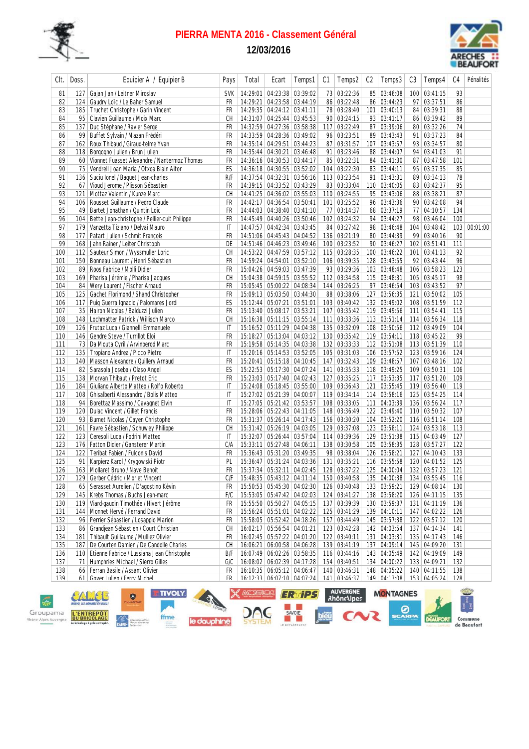# PIERRA MENTA 2016 - Classement Général

## 12/03/2016

| Clt. | Doss. | Equipier A / Equipier B | Pays | Total | Ecart | Temps1 | C1 | Temps2 | C2 | Temps3 | C3 | Temps4 | C4 | Pénalités |
|---|---|---|---|---|---|---|---|---|---|---|---|---|---|---|
| 81 | 127 | Gajan Jan / Leitner Miroslav | SVK | 14:29:01 | 04:23:38 | 03:39:02 | 73 | 03:22:36 | 85 | 03:46:08 | 100 | 03:41:15 | 93 | |
| 82 | 124 | Gaudry Loic / Le Baher Samuel | FR | 14:29:21 | 04:23:58 | 03:44:19 | 86 | 03:22:48 | 86 | 03:44:23 | 97 | 03:37:51 | 86 | |
| 83 | 185 | Truchet Christophe / Garin Vincent | FR | 14:29:35 | 04:24:12 | 03:41:11 | 78 | 03:28:40 | 101 | 03:40:13 | 84 | 03:39:31 | 88 | |
| 84 | 95 | Clavien Guillaume / Moix Marc | CH | 14:31:07 | 04:25:44 | 03:45:53 | 90 | 03:24:15 | 93 | 03:41:17 | 86 | 03:39:42 | 89 | |
| 85 | 137 | Duc Stéphane / Ravier Serge | FR | 14:32:59 | 04:27:36 | 03:58:38 | 117 | 03:22:49 | 87 | 03:39:06 | 80 | 03:32:26 | 74 | |
| 86 | 99 | Buffet Sylvain / Mazan Frédéri | FR | 14:33:59 | 04:28:36 | 03:49:02 | 96 | 03:23:51 | 89 | 03:43:43 | 91 | 03:37:23 | 84 | |
| 87 | 162 | Roux Thibaud / Giraud-telme Yvan | FR | 14:35:14 | 04:29:51 | 03:44:23 | 87 | 03:31:57 | 107 | 03:43:57 | 93 | 03:34:57 | 80 | |
| 88 | 118 | Borgogno Julien / Brun Julien | FR | 14:35:44 | 04:30:21 | 03:46:48 | 91 | 03:23:46 | 88 | 03:44:07 | 94 | 03:41:03 | 91 | |
| 89 | 60 | Vionnet Fuasset Alexandre / Nantermoz Thomas | FR | 14:36:16 | 04:30:53 | 03:44:17 | 85 | 03:22:31 | 84 | 03:41:30 | 87 | 03:47:58 | 101 | |
| 90 | 75 | Vendrell Joan Maria / Otxoa Biain Aitor | ES | 14:36:18 | 04:30:55 | 03:52:02 | 104 | 03:22:30 | 83 | 03:44:11 | 95 | 03:37:35 | 85 | |
| 91 | 136 | Suciu Ionel / Baquet Jean-charles | R/F | 14:37:54 | 04:32:31 | 03:56:16 | 113 | 03:23:54 | 91 | 03:43:31 | 89 | 03:34:13 | 78 | |
| 92 | 67 | Vioud Jerome / Plisson Sébastien | FR | 14:39:15 | 04:33:52 | 03:43:29 | 83 | 03:33:04 | 110 | 03:40:05 | 83 | 03:42:37 | 95 | |
| 93 | 121 | Mottaz Valentin / Kunze Marc | CH | 14:41:25 | 04:36:02 | 03:55:03 | 110 | 03:24:55 | 95 | 03:43:06 | 88 | 03:38:21 | 87 | |
| 94 | 106 | Rousset Guillaume / Pedro Claude | FR | 14:42:17 | 04:36:54 | 03:50:41 | 101 | 03:25:52 | 96 | 03:43:36 | 90 | 03:42:08 | 94 | |
| 95 | 49 | Bartet Jonathan / Quintin Loic | FR | 14:44:03 | 04:38:40 | 03:41:10 | 77 | 03:14:37 | 68 | 03:37:19 | 77 | 04:10:57 | 134 | |
| 96 | 104 | Bette Jean-christophe / Pellier-cuit Philippe | FR | 14:45:49 | 04:40:26 | 03:50:46 | 102 | 03:24:32 | 94 | 03:44:27 | 98 | 03:46:04 | 100 | |
| 97 | 179 | Vanzetta Tiziano / Delvai Mauro | IT | 14:47:57 | 04:42:34 | 03:43:45 | 84 | 03:27:42 | 98 | 03:46:48 | 104 | 03:48:42 | 103 | 00:01:00 |
| 98 | 177 | Patart Julien / Schmit Francois | FR | 14:51:06 | 04:45:43 | 04:04:52 | 136 | 03:21:19 | 80 | 03:44:39 | 99 | 03:40:16 | 90 | |
| 99 | 168 | Jahn Rainer / Leiter Christoph | DE | 14:51:46 | 04:46:23 | 03:49:46 | 100 | 03:23:52 | 90 | 03:46:27 | 102 | 03:51:41 | 111 | |
| 100 | 112 | Sauteur Simon / Wyssmuller Loric | CH | 14:53:22 | 04:47:59 | 03:57:12 | 115 | 03:28:35 | 100 | 03:46:22 | 101 | 03:41:13 | 92 | |
| 101 | 150 | Bonneau Laurent / Henri Sébastien | FR | 14:59:24 | 04:54:01 | 03:52:10 | 106 | 03:39:35 | 128 | 03:43:55 | 92 | 03:43:44 | 96 | |
| 102 | 89 | Roos Fabrice / Molli Didier | FR | 15:04:26 | 04:59:03 | 03:47:39 | 93 | 03:29:36 | 103 | 03:48:48 | 106 | 03:58:23 | 123 | |
| 103 | 169 | Pharisa Jérémie / Pharisa Jacques | CH | 15:04:38 | 04:59:15 | 03:55:52 | 112 | 03:34:58 | 115 | 03:48:31 | 105 | 03:45:17 | 98 | |
| 104 | 84 | Wery Laurent / Fischer Arnaud | FR | 15:05:45 | 05:00:22 | 04:08:34 | 144 | 03:26:25 | 97 | 03:46:54 | 103 | 03:43:52 | 97 | |
| 105 | 125 | Gachet Florimond / Shand Christopher | FR | 15:09:13 | 05:03:50 | 04:44:30 | 88 | 03:38:06 | 127 | 03:56:35 | 121 | 03:50:02 | 105 | |
| 106 | 117 | Puig Guerra Ignacio / Palomares Jordi | ES | 15:12:44 | 05:07:21 | 03:51:01 | 103 | 03:40:42 | 132 | 03:49:02 | 108 | 03:51:59 | 112 | |
| 107 | 35 | Hairon Nicolas / Balduzzi Julien | FR | 15:13:40 | 05:08:17 | 03:53:21 | 107 | 03:35:42 | 119 | 03:49:56 | 111 | 03:54:41 | 115 | |
| 108 | 148 | Lochmatter Patrick / Willisch Marco | CH | 15:16:38 | 05:11:15 | 03:55:14 | 111 | 03:33:36 | 113 | 03:51:14 | 114 | 03:56:34 | 118 | |
| 109 | 126 | Frutaz Luca / Giannelli Emmanuele | IT | 15:16:52 | 05:11:29 | 04:04:38 | 135 | 03:32:09 | 108 | 03:50:56 | 112 | 03:49:09 | 104 | |
| 110 | 146 | Gendre Steve / Turrillot Eloi | FR | 15:18:27 | 05:13:04 | 04:03:12 | 130 | 03:35:42 | 119 | 03:54:11 | 118 | 03:45:22 | 99 | |
| 111 | 73 | Da Mouta Cyril / Arvinberod Marc | FR | 15:19:58 | 05:14:35 | 04:03:38 | 132 | 03:33:33 | 112 | 03:51:08 | 113 | 03:51:39 | 110 | |
| 112 | 135 | Tropiano Andrea / Picco Pietro | IT | 15:20:16 | 05:14:53 | 03:52:05 | 105 | 03:31:03 | 106 | 03:57:52 | 123 | 03:59:16 | 124 | |
| 113 | 140 | Masson Alexandre / Quillery Arnaud | FR | 15:20:41 | 05:15:18 | 04:10:45 | 147 | 03:32:43 | 109 | 03:48:57 | 107 | 03:48:16 | 102 | |
| 114 | 82 | Sarasola Joseba / Olaso Angel | ES | 15:22:53 | 05:17:30 | 04:07:24 | 141 | 03:35:33 | 118 | 03:49:25 | 109 | 03:50:31 | 106 | |
| 115 | 138 | Morvan Thibaut / Pretot Eric | FR | 15:23:03 | 05:17:40 | 04:02:43 | 127 | 03:35:25 | 117 | 03:53:35 | 117 | 03:51:20 | 109 | |
| 116 | 184 | Giuliano Alberto Matteo / Rolfo Roberto | IT | 15:24:08 | 05:18:45 | 03:55:00 | 109 | 03:36:43 | 121 | 03:55:45 | 119 | 03:56:40 | 119 | |
| 117 | 108 | Ghisalberti Alessandro / Bolis Matteo | IT | 15:27:02 | 05:21:39 | 04:00:07 | 119 | 03:34:14 | 114 | 03:58:16 | 125 | 03:54:25 | 114 | |
| 118 | 94 | Borettaz Massimo / Cavagnet Elvin | IT | 15:27:05 | 05:21:42 | 03:53:57 | 108 | 03:33:05 | 111 | 04:03:39 | 136 | 03:56:24 | 117 | |
| 119 | 120 | Dulac Vincent / Gillet Francis | FR | 15:28:06 | 05:22:43 | 04:11:05 | 148 | 03:36:49 | 122 | 03:49:40 | 110 | 03:50:32 | 107 | |
| 120 | 93 | Burnet Nicolas / Cayen Christophe | FR | 15:31:37 | 05:26:14 | 04:17:43 | 156 | 03:30:20 | 104 | 03:52:20 | 116 | 03:51:14 | 108 | |
| 121 | 161 | Favre Sébastien / Schuwey Philippe | CH | 15:31:42 | 05:26:19 | 04:03:05 | 129 | 03:37:08 | 123 | 03:58:11 | 124 | 03:53:18 | 113 | |
| 122 | 123 | Ceresoli Luca / Fodrini Matteo | IT | 15:32:07 | 05:26:44 | 03:57:04 | 114 | 03:39:36 | 129 | 03:51:38 | 115 | 04:03:49 | 127 | |
| 123 | 176 | Fatton Didier / Gansterer Martin | C/A | 15:33:11 | 05:27:48 | 04:06:11 | 138 | 03:30:58 | 105 | 03:58:35 | 128 | 03:57:27 | 122 | |
| 124 | 122 | Teribat Fabien / Fulconis David | FR | 15:36:43 | 05:31:20 | 03:49:35 | 98 | 03:38:04 | 126 | 03:58:21 | 127 | 04:10:43 | 133 | |
| 125 | 91 | Karpierz Karol / Krygowski Piotr | PL | 15:36:47 | 05:31:24 | 04:03:36 | 131 | 03:35:21 | 116 | 03:55:58 | 120 | 04:01:52 | 125 | |
| 126 | 163 | Mollaret Bruno / Nave Benoit | FR | 15:37:34 | 05:32:11 | 04:02:45 | 128 | 03:37:22 | 125 | 04:00:04 | 132 | 03:57:23 | 121 | |
| 127 | 129 | Gerber Cédric / Morlet Vincent | C/F | 15:48:35 | 05:43:12 | 04:11:14 | 150 | 03:40:58 | 135 | 04:00:38 | 134 | 03:55:45 | 116 | |
| 128 | 65 | Serasset Aurelien / D'agostino Kévin | FR | 15:50:53 | 05:45:30 | 04:02:30 | 126 | 03:40:48 | 133 | 03:59:21 | 129 | 04:08:14 | 130 | |
| 129 | 145 | Krebs Thomas / Buchs Jean-marc | F/C | 15:53:05 | 05:47:42 | 04:02:03 | 124 | 03:41:27 | 138 | 03:58:20 | 126 | 04:11:15 | 135 | |
| 130 | 119 | Viard-gaudin Timothée / Hivert Jérôme | FR | 15:55:50 | 05:50:27 | 04:05:15 | 137 | 03:39:39 | 130 | 03:59:37 | 131 | 04:11:19 | 136 | |
| 131 | 144 | Monnet Hervé / Ferrand David | FR | 15:56:24 | 05:51:01 | 04:02:22 | 125 | 03:41:29 | 139 | 04:10:11 | 147 | 04:02:22 | 126 | |
| 132 | 96 | Perrier Sébastien / Losappio Marion | FR | 15:58:05 | 05:52:42 | 04:18:26 | 157 | 03:44:49 | 145 | 03:57:38 | 122 | 03:57:12 | 120 | |
| 133 | 86 | Grandjean Sébastien / Court Christian | CH | 16:02:17 | 05:56:54 | 04:01:21 | 123 | 03:42:28 | 142 | 04:03:54 | 137 | 04:14:34 | 141 | |
| 134 | 181 | Thibault Guillaume / Mulliez Olivier | FR | 16:02:45 | 05:57:22 | 04:01:20 | 122 | 03:40:11 | 131 | 04:03:31 | 135 | 04:17:43 | 146 | |
| 135 | 187 | De Courten Damien / De Candolle Charles | CH | 16:06:21 | 06:00:58 | 04:06:28 | 139 | 03:41:19 | 137 | 04:09:14 | 145 | 04:09:20 | 131 | |
| 136 | 110 | Etienne Fabrice / Lussiana Jean Christophe | B/F | 16:07:49 | 06:02:26 | 03:58:35 | 116 | 03:44:16 | 143 | 04:05:49 | 142 | 04:19:09 | 149 | |
| 137 | 71 | Humphries Michael / Sierro Gilles | G/C | 16:08:02 | 06:02:39 | 04:17:28 | 154 | 03:40:51 | 134 | 04:00:22 | 133 | 04:09:21 | 132 | |
| 138 | 66 | Ferran Basile / Assant Olivier | FR | 16:10:35 | 06:05:12 | 04:06:47 | 140 | 03:46:31 | 148 | 04:05:22 | 140 | 04:11:55 | 138 | |
| 139 | 61 | Gover Julien / Ferry Michel | FR | 16:12:33 | 06:07:10 | 04:07:24 | 141 | 03:46:37 | 149 | 04:13:08 | 153 | 04:05:24 | 128 | |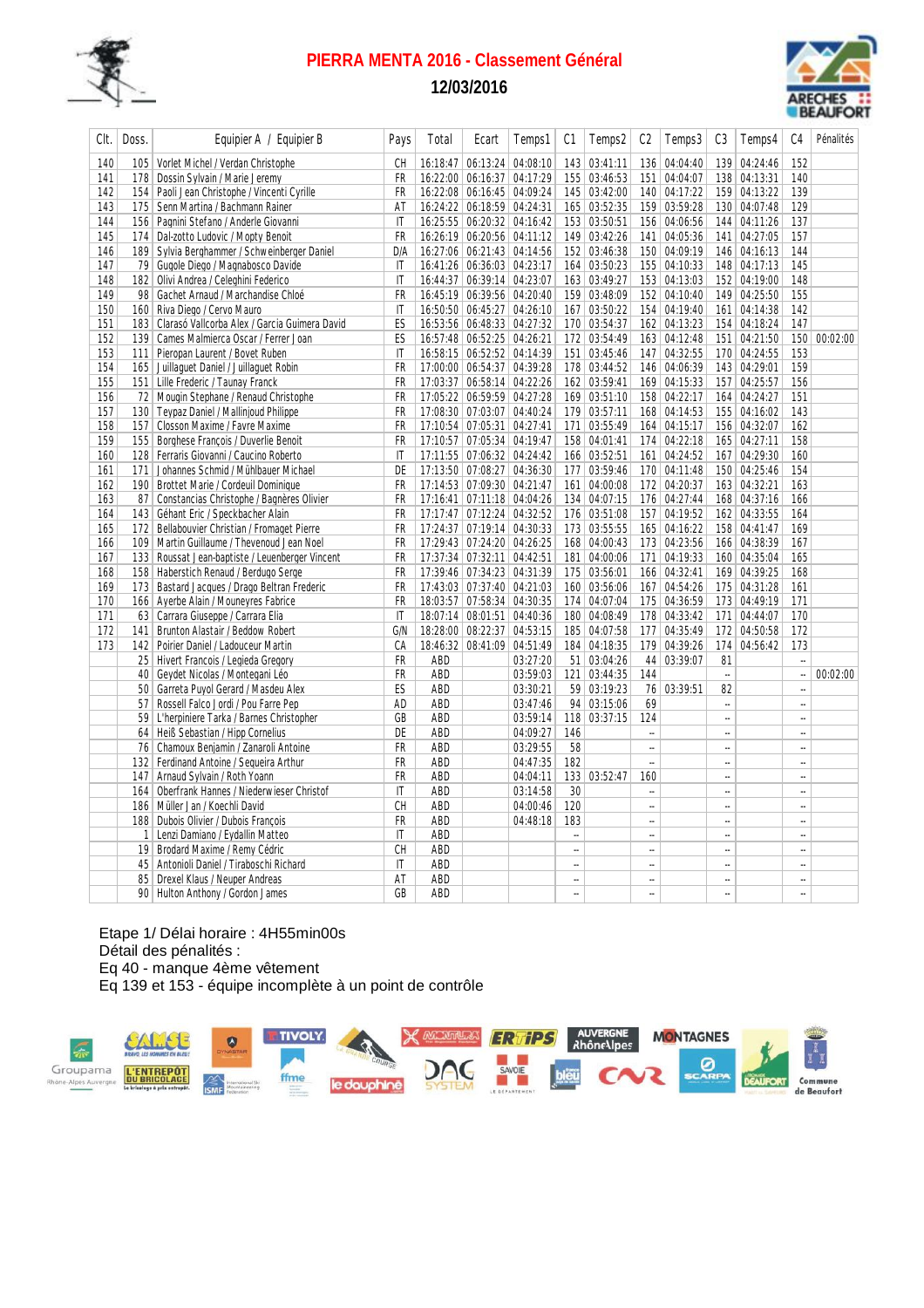# PIERRA MENTA 2016 - Classement Général

## 12/03/2016

| Clt. | Doss. | Equipier A / Equipier B | Pays | Total | Ecart | Temps1 | C1 | Temps2 | C2 | Temps3 | C3 | Temps4 | C4 | Pénalités |
|---|---|---|---|---|---|---|---|---|---|---|---|---|---|---|
| 140 | 105 | Vorlet Michel / Verdan Christophe | CH | 16:18:47 | 06:13:24 | 04:08:10 | 143 | 03:41:11 | 136 | 04:04:40 | 139 | 04:24:46 | 152 | |
| 141 | 178 | Dossin Sylvain / Marie Jeremy | FR | 16:22:00 | 06:16:37 | 04:17:29 | 155 | 03:46:53 | 151 | 04:04:07 | 138 | 04:13:31 | 140 | |
| 142 | 154 | Paoli Jean Christophe / Vincenti Cyrille | FR | 16:22:08 | 06:16:45 | 04:09:24 | 145 | 03:42:00 | 140 | 04:17:22 | 159 | 04:13:22 | 139 | |
| 143 | 175 | Senn Martina / Bachmann Rainer | AT | 16:24:22 | 06:18:59 | 04:24:31 | 165 | 03:52:35 | 159 | 03:59:28 | 130 | 04:07:48 | 129 | |
| 144 | 156 | Pagnini Stefano / Anderle Giovanni | IT | 16:25:55 | 06:20:32 | 04:16:42 | 153 | 03:50:51 | 156 | 04:06:56 | 144 | 04:11:26 | 137 | |
| 145 | 174 | Dal-zotto Ludovic / Mopty Benoit | FR | 16:26:19 | 06:20:56 | 04:11:12 | 149 | 03:42:26 | 141 | 04:05:36 | 141 | 04:27:05 | 157 | |
| 146 | 189 | Sylvia Berghammer / Schweinberger Daniel | D/A | 16:27:06 | 06:21:43 | 04:14:56 | 152 | 03:46:38 | 150 | 04:09:19 | 146 | 04:16:13 | 144 | |
| 147 | 79 | Gugole Diego / Magnabosco Davide | IT | 16:41:26 | 06:36:03 | 04:23:17 | 164 | 03:50:23 | 155 | 04:10:33 | 148 | 04:17:13 | 145 | |
| 148 | 182 | Olivi Andrea / Celeghini Federico | IT | 16:44:37 | 06:39:14 | 04:23:07 | 163 | 03:49:27 | 153 | 04:13:03 | 152 | 04:19:00 | 148 | |
| 149 | 98 | Gachet Arnaud / Marchandise Chloé | FR | 16:45:19 | 06:39:56 | 04:20:40 | 159 | 03:48:09 | 152 | 04:10:40 | 149 | 04:25:50 | 155 | |
| 150 | 160 | Riva Diego / Cervo Mauro | IT | 16:50:50 | 06:45:27 | 04:26:10 | 167 | 03:50:22 | 154 | 04:19:40 | 161 | 04:14:38 | 142 | |
| 151 | 183 | Clarasó Vallcorba Alex / Garcia Guimera David | ES | 16:53:56 | 06:48:33 | 04:27:32 | 170 | 03:54:37 | 162 | 04:13:23 | 154 | 04:18:24 | 147 | |
| 152 | 139 | Cames Malmierca Oscar / Ferrer Joan | ES | 16:57:48 | 06:52:25 | 04:26:21 | 172 | 03:54:49 | 163 | 04:12:48 | 151 | 04:21:50 | 150 | 00:02:00 |
| 153 | 111 | Pieropan Laurent / Bovet Ruben | IT | 16:58:15 | 06:52:52 | 04:14:39 | 151 | 03:45:46 | 147 | 04:32:55 | 170 | 04:24:55 | 153 | |
| 154 | 165 | Juillaguet Daniel / Juillaguet Robin | FR | 17:00:00 | 06:54:37 | 04:39:28 | 178 | 03:44:52 | 146 | 04:06:39 | 143 | 04:29:01 | 159 | |
| 155 | 151 | Lille Frederic / Taunay Franck | FR | 17:03:37 | 06:58:14 | 04:22:26 | 162 | 03:59:41 | 169 | 04:15:33 | 157 | 04:25:57 | 156 | |
| 156 | 72 | Mougin Stephane / Renaud Christophe | FR | 17:05:22 | 06:59:59 | 04:27:28 | 169 | 03:51:10 | 158 | 04:22:17 | 164 | 04:24:27 | 151 | |
| 157 | 130 | Teypaz Daniel / Mallinjoud Philippe | FR | 17:08:30 | 07:03:07 | 04:40:24 | 179 | 03:57:11 | 168 | 04:14:53 | 155 | 04:16:02 | 143 | |
| 158 | 157 | Closson Maxime / Favre Maxime | FR | 17:10:54 | 07:05:31 | 04:27:41 | 171 | 03:55:49 | 164 | 04:15:17 | 156 | 04:32:07 | 162 | |
| 159 | 155 | Borghese François / Duverlie Benoit | FR | 17:10:57 | 07:05:34 | 04:19:47 | 158 | 04:01:41 | 174 | 04:22:18 | 165 | 04:27:11 | 158 | |
| 160 | 128 | Ferraris Giovanni / Caucino Roberto | IT | 17:11:55 | 07:06:32 | 04:24:42 | 166 | 03:52:51 | 161 | 04:24:52 | 167 | 04:29:30 | 160 | |
| 161 | 171 | Johannes Schmid / Mühlbauer Michael | DE | 17:13:50 | 07:08:27 | 04:36:30 | 177 | 03:59:46 | 170 | 04:11:48 | 150 | 04:25:46 | 154 | |
| 162 | 190 | Brottet Marie / Cordeuil Dominique | FR | 17:14:53 | 07:09:30 | 04:21:47 | 161 | 04:00:08 | 172 | 04:20:37 | 163 | 04:32:21 | 163 | |
| 163 | 87 | Constancias Christophe / Bagnères Olivier | FR | 17:16:41 | 07:11:18 | 04:04:26 | 134 | 04:07:15 | 176 | 04:27:44 | 168 | 04:37:16 | 166 | |
| 164 | 143 | Géhant Eric / Speckbacher Alain | FR | 17:17:47 | 07:12:24 | 04:32:52 | 176 | 03:51:08 | 157 | 04:19:52 | 162 | 04:33:55 | 164 | |
| 165 | 172 | Bellabouvier Christian / Fromaget Pierre | FR | 17:24:37 | 07:19:14 | 04:30:33 | 173 | 03:55:55 | 165 | 04:16:22 | 158 | 04:41:47 | 169 | |
| 166 | 109 | Martin Guillaume / Thevenoud Jean Noel | FR | 17:29:43 | 07:24:20 | 04:26:25 | 168 | 04:00:43 | 173 | 04:23:56 | 166 | 04:38:39 | 167 | |
| 167 | 133 | Roussat Jean-baptiste / Leuenberger Vincent | FR | 17:37:34 | 07:32:11 | 04:42:51 | 181 | 04:00:06 | 171 | 04:19:33 | 160 | 04:35:04 | 165 | |
| 168 | 158 | Haberstich Renaud / Berdugo Serge | FR | 17:39:46 | 07:34:23 | 04:31:39 | 175 | 03:56:01 | 166 | 04:32:41 | 169 | 04:39:25 | 168 | |
| 169 | 173 | Bastard Jacques / Drago Beltran Frederic | FR | 17:43:03 | 07:37:40 | 04:21:03 | 160 | 03:56:06 | 167 | 04:54:26 | 175 | 04:31:28 | 161 | |
| 170 | 166 | Ayerbe Alain / Mouneyres Fabrice | FR | 18:03:57 | 07:58:34 | 04:30:35 | 174 | 04:07:04 | 175 | 04:36:59 | 173 | 04:49:19 | 171 | |
| 171 | 63 | Carrara Giuseppe / Carrara Elia | IT | 18:07:14 | 08:01:51 | 04:40:36 | 180 | 04:08:49 | 178 | 04:33:42 | 171 | 04:44:07 | 170 | |
| 172 | 141 | Brunton Alastair / Beddow Robert | G/N | 18:28:00 | 08:22:37 | 04:53:15 | 185 | 04:07:58 | 177 | 04:35:49 | 172 | 04:50:58 | 172 | |
| 173 | 142 | Poirier Daniel / Ladouceur Martin | CA | 18:46:32 | 08:41:09 | 04:51:49 | 184 | 04:18:35 | 179 | 04:39:26 | 174 | 04:56:42 | 173 | |
| | 25 | Hivert Francois / Legieda Gregory | FR | ABD | | 03:27:20 | 51 | 03:04:26 | 44 | 03:39:07 | 81 | | -- | |
| | 40 | Geydet Nicolas / Montegani Léo | FR | ABD | | 03:59:03 | 121 | 03:44:35 | 144 | | -- | | -- | 00:02:00 |
| | 50 | Garreta Puyol Gerard / Masdeu Alex | ES | ABD | | 03:30:21 | 59 | 03:19:23 | 76 | 03:39:51 | 82 | | -- | |
| | 57 | Rossell Falco Jordi / Pou Farre Pep | AD | ABD | | 03:47:46 | 94 | 03:15:06 | 69 | | -- | | -- | |
| | 59 | L'herpiniere Tarka / Barnes Christopher | GB | ABD | | 03:59:14 | 118 | 03:37:15 | 124 | | -- | | -- | |
| | 64 | Heiß Sebastian / Hipp Cornelius | DE | ABD | | 04:09:27 | 146 | | -- | | -- | | -- | |
| | 76 | Chamoux Benjamin / Zanaroli Antoine | FR | ABD | | 03:29:55 | 58 | | -- | | -- | | -- | |
| | 132 | Ferdinand Antoine / Sequeira Arthur | FR | ABD | | 04:47:35 | 182 | | -- | | -- | | -- | |
| | 147 | Arnaud Sylvain / Roth Yoann | FR | ABD | | 04:04:11 | 133 | 03:52:47 | 160 | | -- | | -- | |
| | 164 | Oberfrank Hannes / Niederwieser Christof | IT | ABD | | 03:14:58 | 30 | | -- | | -- | | -- | |
| | 186 | Müller Jan / Koechli David | CH | ABD | | 04:00:46 | 120 | | -- | | -- | | -- | |
| | 188 | Dubois Olivier / Dubois François | FR | ABD | | 04:48:18 | 183 | | -- | | -- | | -- | |
| | 1 | Lenzi Damiano / Eydallin Matteo | IT | ABD | | | -- | | -- | | -- | | -- | |
| | 19 | Brodard Maxime / Remy Cédric | CH | ABD | | | -- | | -- | | -- | | -- | |
| | 45 | Antonioli Daniel / Tiraboschi Richard | IT | ABD | | | -- | | -- | | -- | | -- | |
| | 85 | Drexel Klaus / Neuper Andreas | AT | ABD | | | -- | | -- | | -- | | -- | |
| | 90 | Hulton Anthony / Gordon James | GB | ABD | | | -- | | -- | | -- | | -- | |

Etape 1/ Délai horaire : 4H55min00s

Détail des pénalités :

Eq 40 - manque 4ème vêtement

Eq 139 et 153 - équipe incomplète à un point de contrôle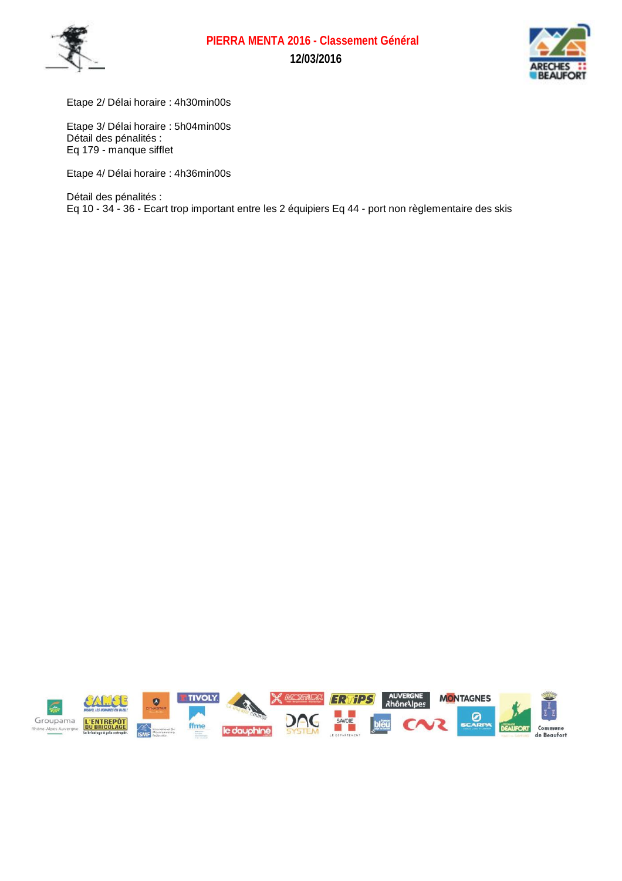Etape 2/ Délai horaire : 4h30min00s

Etape 3/ Délai horaire : 5h04min00s
Détail des pénalités :
Eq 179 - manque sifflet

Etape 4/ Délai horaire : 4h36min00s

Détail des pénalités :
Eq 10 - 34 - 36 - Ecart trop important entre les 2 équipiers Eq 44 - port non règlementaire des skis